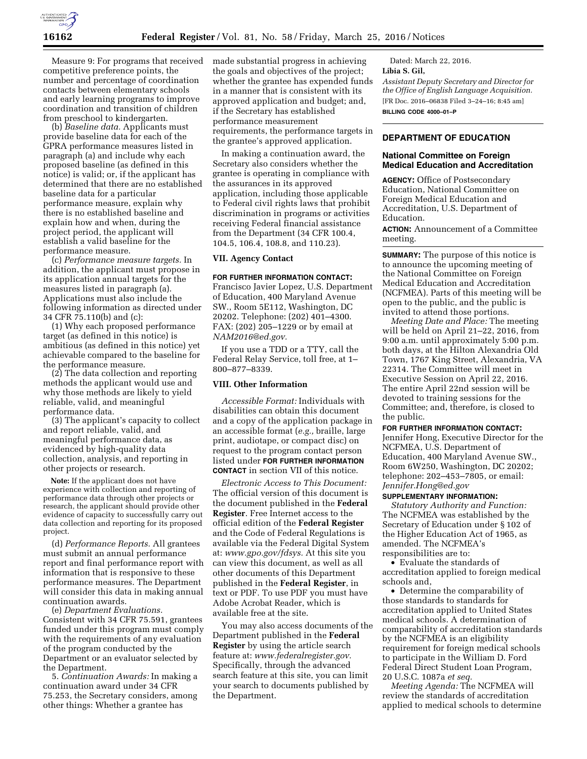Measure 9: For programs that received competitive preference points, the number and percentage of coordination contacts between elementary schools and early learning programs to improve coordination and transition of children from preschool to kindergarten.

(b) *Baseline data.* Applicants must provide baseline data for each of the GPRA performance measures listed in paragraph (a) and include why each proposed baseline (as defined in this notice) is valid; or, if the applicant has determined that there are no established baseline data for a particular performance measure, explain why there is no established baseline and explain how and when, during the project period, the applicant will establish a valid baseline for the performance measure.

(c) *Performance measure targets.* In addition, the applicant must propose in its application annual targets for the measures listed in paragraph (a). Applications must also include the following information as directed under 34 CFR 75.110(b) and (c):

(1) Why each proposed performance target (as defined in this notice) is ambitious (as defined in this notice) yet achievable compared to the baseline for the performance measure.

(2) The data collection and reporting methods the applicant would use and why those methods are likely to yield reliable, valid, and meaningful performance data.

(3) The applicant's capacity to collect and report reliable, valid, and meaningful performance data, as evidenced by high-quality data collection, analysis, and reporting in other projects or research.

**Note:** If the applicant does not have experience with collection and reporting of performance data through other projects or research, the applicant should provide other evidence of capacity to successfully carry out data collection and reporting for its proposed project.

(d) *Performance Reports.* All grantees must submit an annual performance report and final performance report with information that is responsive to these performance measures. The Department will consider this data in making annual continuation awards.

(e) *Department Evaluations.* Consistent with 34 CFR 75.591, grantees funded under this program must comply with the requirements of any evaluation of the program conducted by the Department or an evaluator selected by the Department.

5. *Continuation Awards:* In making a continuation award under 34 CFR 75.253, the Secretary considers, among other things: Whether a grantee has made substantial progress in achieving the goals and objectives of the project; whether the grantee has expended funds in a manner that is consistent with its approved application and budget; and, if the Secretary has established performance measurement requirements, the performance targets in the grantee's approved application.

In making a continuation award, the Secretary also considers whether the grantee is operating in compliance with the assurances in its approved application, including those applicable to Federal civil rights laws that prohibit discrimination in programs or activities receiving Federal financial assistance from the Department (34 CFR 100.4, 104.5, 106.4, 108.8, and 110.23).

## VII. Agency Contact

**FOR FURTHER INFORMATION CONTACT:** Francisco Javier Lopez, U.S. Department of Education, 400 Maryland Avenue SW., Room 5E112, Washington, DC 20202. Telephone: (202) 401–4300. FAX: (202) 205–1229 or by email at *NAM2016@ed.gov.*

If you use a TDD or a TTY, call the Federal Relay Service, toll free, at 1–800–877–8339.

## VIII. Other Information

*Accessible Format:* Individuals with disabilities can obtain this document and a copy of the application package in an accessible format (*e.g.,* braille, large print, audiotape, or compact disc) on request to the program contact person listed under **FOR FURTHER INFORMATION CONTACT** in section VII of this notice.

*Electronic Access to This Document:* The official version of this document is the document published in the **Federal Register**. Free Internet access to the official edition of the **Federal Register** and the Code of Federal Regulations is available via the Federal Digital System at: *www.gpo.gov/fdsys.* At this site you can view this document, as well as all other documents of this Department published in the **Federal Register**, in text or PDF. To use PDF you must have Adobe Acrobat Reader, which is available free at the site.

You may also access documents of the Department published in the **Federal Register** by using the article search feature at: *www.federalregister.gov.* Specifically, through the advanced search feature at this site, you can limit your search to documents published by the Department.

Dated: March 22, 2016.

**Libia S. Gil,**

*Assistant Deputy Secretary and Director for the Office of English Language Acquisition.*

[FR Doc. 2016–06838 Filed 3–24–16; 8:45 am]

**BILLING CODE 4000–01–P**

---

## DEPARTMENT OF EDUCATION

### National Committee on Foreign Medical Education and Accreditation

**AGENCY:** Office of Postsecondary Education, National Committee on Foreign Medical Education and Accreditation, U.S. Department of Education.

**ACTION:** Announcement of a Committee meeting.

**SUMMARY:** The purpose of this notice is to announce the upcoming meeting of the National Committee on Foreign Medical Education and Accreditation (NCFMEA). Parts of this meeting will be open to the public, and the public is invited to attend those portions.

*Meeting Date and Place:* The meeting will be held on April 21–22, 2016, from 9:00 a.m. until approximately 5:00 p.m. both days, at the Hilton Alexandria Old Town, 1767 King Street, Alexandria, VA 22314. The Committee will meet in Executive Session on April 22, 2016. The entire April 22nd session will be devoted to training sessions for the Committee; and, therefore, is closed to the public.

**FOR FURTHER INFORMATION CONTACT:** Jennifer Hong, Executive Director for the NCFMEA, U.S. Department of Education, 400 Maryland Avenue SW., Room 6W250, Washington, DC 20202; telephone: 202–453–7805, or email: *Jennifer.Hong@ed.gov*

**SUPPLEMENTARY INFORMATION:**

*Statutory Authority and Function:* The NCFMEA was established by the Secretary of Education under § 102 of the Higher Education Act of 1965, as amended. The NCFMEA's responsibilities are to:

- Evaluate the standards of accreditation applied to foreign medical schools and,
- Determine the comparability of those standards to standards for accreditation applied to United States medical schools. A determination of comparability of accreditation standards by the NCFMEA is an eligibility requirement for foreign medical schools to participate in the William D. Ford Federal Direct Student Loan Program, 20 U.S.C. 1087a *et seq.*

*Meeting Agenda:* The NCFMEA will review the standards of accreditation applied to medical schools to determine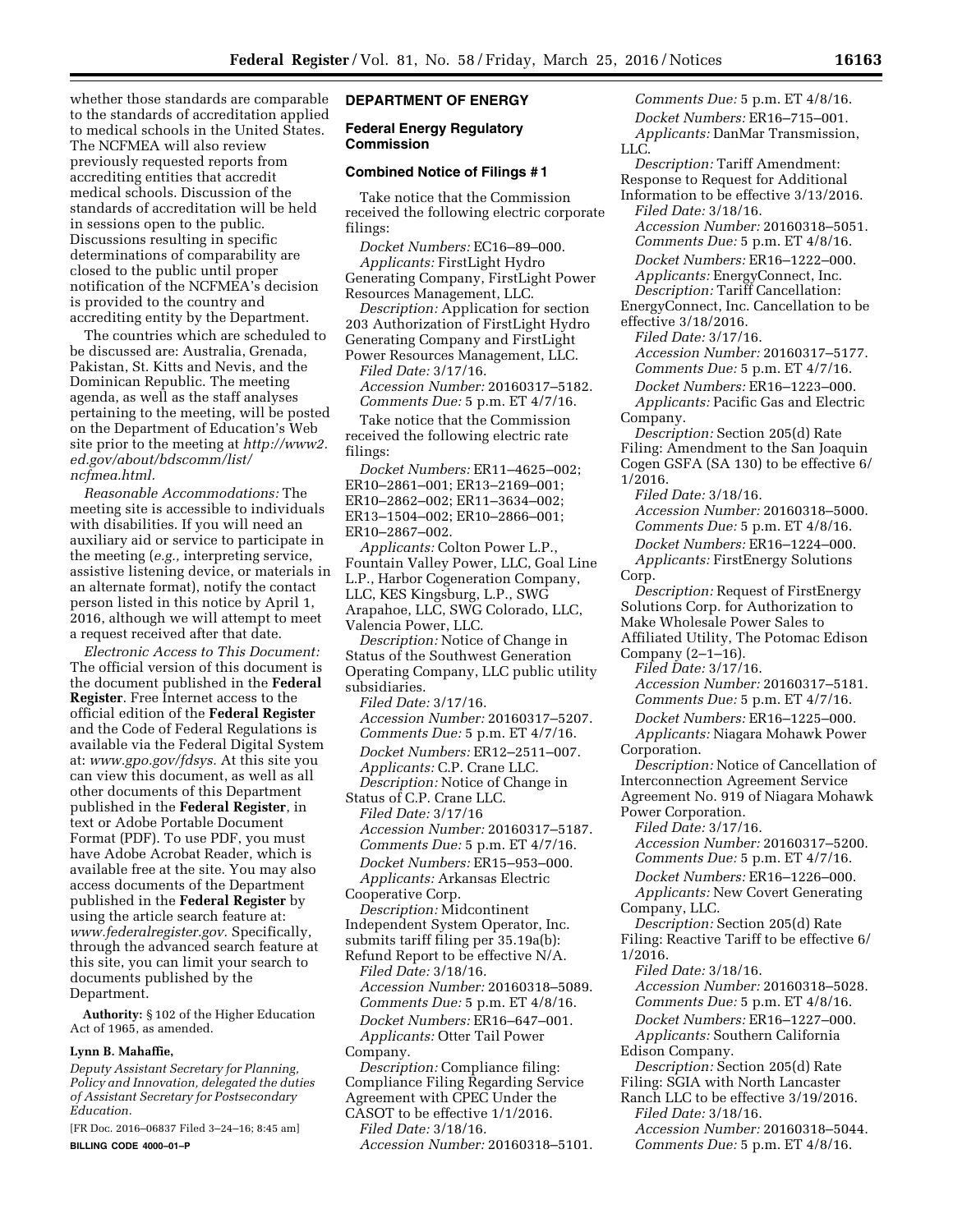whether those standards are comparable to the standards of accreditation applied to medical schools in the United States. The NCFMEA will also review previously requested reports from accrediting entities that accredit medical schools. Discussion of the standards of accreditation will be held in sessions open to the public. Discussions resulting in specific determinations of comparability are closed to the public until proper notification of the NCFMEA's decision is provided to the country and accrediting entity by the Department.

The countries which are scheduled to be discussed are: Australia, Grenada, Pakistan, St. Kitts and Nevis, and the Dominican Republic. The meeting agenda, as well as the staff analyses pertaining to the meeting, will be posted on the Department of Education's Web site prior to the meeting at *http://www2.ed.gov/about/bdscomm/list/ncfmea.html.*

*Reasonable Accommodations:* The meeting site is accessible to individuals with disabilities. If you will need an auxiliary aid or service to participate in the meeting (*e.g.,* interpreting service, assistive listening device, or materials in an alternate format), notify the contact person listed in this notice by April 1, 2016, although we will attempt to meet a request received after that date.

*Electronic Access to This Document:* The official version of this document is the document published in the **Federal Register**. Free Internet access to the official edition of the **Federal Register** and the Code of Federal Regulations is available via the Federal Digital System at: *www.gpo.gov/fdsys.* At this site you can view this document, as well as all other documents of this Department published in the **Federal Register**, in text or Adobe Portable Document Format (PDF). To use PDF, you must have Adobe Acrobat Reader, which is available free at the site. You may also access documents of the Department published in the **Federal Register** by using the article search feature at: *www.federalregister.gov.* Specifically, through the advanced search feature at this site, you can limit your search to documents published by the Department.

**Authority:** § 102 of the Higher Education Act of 1965, as amended.

**Lynn B. Mahaffie,**

*Deputy Assistant Secretary for Planning, Policy and Innovation, delegated the duties of Assistant Secretary for Postsecondary Education.*

[FR Doc. 2016–06837 Filed 3–24–16; 8:45 am]

**BILLING CODE 4000–01–P**

## DEPARTMENT OF ENERGY

### Federal Energy Regulatory Commission

### Combined Notice of Filings # 1

Take notice that the Commission received the following electric corporate filings:

*Docket Numbers:* EC16–89–000.
*Applicants:* FirstLight Hydro Generating Company, FirstLight Power Resources Management, LLC.
*Description:* Application for section 203 Authorization of FirstLight Hydro Generating Company and FirstLight Power Resources Management, LLC.
*Filed Date:* 3/17/16.
*Accession Number:* 20160317–5182.
*Comments Due:* 5 p.m. ET 4/7/16.

Take notice that the Commission received the following electric rate filings:

*Docket Numbers:* ER11–4625–002; ER10–2861–001; ER13–2169–001; ER10–2862–002; ER11–3634–002; ER13–1504–002; ER10–2866–001; ER10–2867–002.
*Applicants:* Colton Power L.P., Fountain Valley Power, LLC, Goal Line L.P., Harbor Cogeneration Company, LLC, KES Kingsburg, L.P., SWG Arapahoe, LLC, SWG Colorado, LLC, Valencia Power, LLC.
*Description:* Notice of Change in Status of the Southwest Generation Operating Company, LLC public utility subsidiaries.
*Filed Date:* 3/17/16.
*Accession Number:* 20160317–5207.
*Comments Due:* 5 p.m. ET 4/7/16.

*Docket Numbers:* ER12–2511–007.
*Applicants:* C.P. Crane LLC.
*Description:* Notice of Change in Status of C.P. Crane LLC.
*Filed Date:* 3/17/16
*Accession Number:* 20160317–5187.
*Comments Due:* 5 p.m. ET 4/7/16.

*Docket Numbers:* ER15–953–000.
*Applicants:* Arkansas Electric Cooperative Corp.
*Description:* Midcontinent Independent System Operator, Inc. submits tariff filing per 35.19a(b): Refund Report to be effective N/A.
*Filed Date:* 3/18/16.
*Accession Number:* 20160318–5089.
*Comments Due:* 5 p.m. ET 4/8/16.

*Docket Numbers:* ER16–647–001.
*Applicants:* Otter Tail Power Company.
*Description:* Compliance filing: Compliance Filing Regarding Service Agreement with CPEC Under the CASOT to be effective 1/1/2016.
*Filed Date:* 3/18/16.
*Accession Number:* 20160318–5101.
*Comments Due:* 5 p.m. ET 4/8/16.

*Docket Numbers:* ER16–715–001.
*Applicants:* DanMar Transmission, LLC.
*Description:* Tariff Amendment: Response to Request for Additional Information to be effective 3/13/2016.
*Filed Date:* 3/18/16.
*Accession Number:* 20160318–5051.
*Comments Due:* 5 p.m. ET 4/8/16.

*Docket Numbers:* ER16–1222–000.
*Applicants:* EnergyConnect, Inc.
*Description:* Tariff Cancellation: EnergyConnect, Inc. Cancellation to be effective 3/18/2016.
*Filed Date:* 3/17/16.
*Accession Number:* 20160317–5177.
*Comments Due:* 5 p.m. ET 4/7/16.

*Docket Numbers:* ER16–1223–000.
*Applicants:* Pacific Gas and Electric Company.
*Description:* Section 205(d) Rate Filing: Amendment to the San Joaquin Cogen GSFA (SA 130) to be effective 6/1/2016.
*Filed Date:* 3/18/16.
*Accession Number:* 20160318–5000.
*Comments Due:* 5 p.m. ET 4/8/16.

*Docket Numbers:* ER16–1224–000.
*Applicants:* FirstEnergy Solutions Corp.
*Description:* Request of FirstEnergy Solutions Corp. for Authorization to Make Wholesale Power Sales to Affiliated Utility, The Potomac Edison Company (2–1–16).
*Filed Date:* 3/17/16.
*Accession Number:* 20160317–5181.
*Comments Due:* 5 p.m. ET 4/7/16.

*Docket Numbers:* ER16–1225–000.
*Applicants:* Niagara Mohawk Power Corporation.
*Description:* Notice of Cancellation of Interconnection Agreement Service Agreement No. 919 of Niagara Mohawk Power Corporation.
*Filed Date:* 3/17/16.
*Accession Number:* 20160317–5200.
*Comments Due:* 5 p.m. ET 4/7/16.

*Docket Numbers:* ER16–1226–000.
*Applicants:* New Covert Generating Company, LLC.
*Description:* Section 205(d) Rate Filing: Reactive Tariff to be effective 6/1/2016.
*Filed Date:* 3/18/16.
*Accession Number:* 20160318–5028.
*Comments Due:* 5 p.m. ET 4/8/16.

*Docket Numbers:* ER16–1227–000.
*Applicants:* Southern California Edison Company.
*Description:* Section 205(d) Rate Filing: SGIA with North Lancaster Ranch LLC to be effective 3/19/2016.
*Filed Date:* 3/18/16.
*Accession Number:* 20160318–5044.
*Comments Due:* 5 p.m. ET 4/8/16.